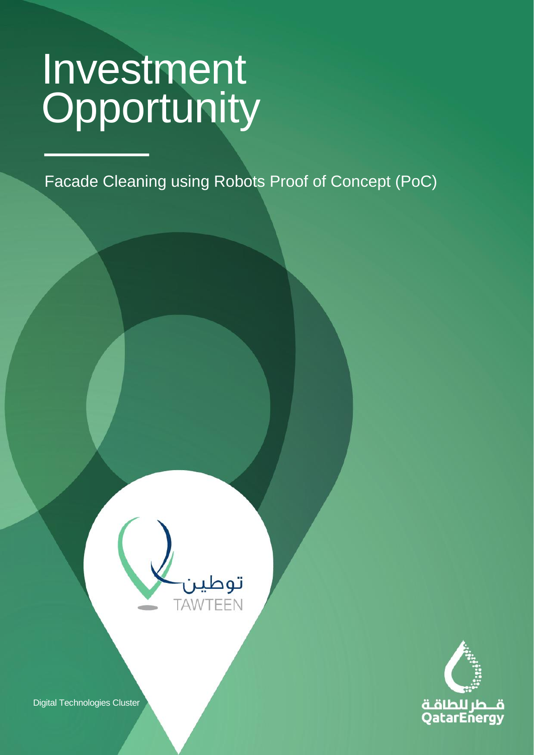# Investment Opportunity

Facade Cleaning using Robots Proof of Concept (PoC)

توطين
TAWTEEN

Digital Technologies Cluster

قطر للطاقة
QatarEnergy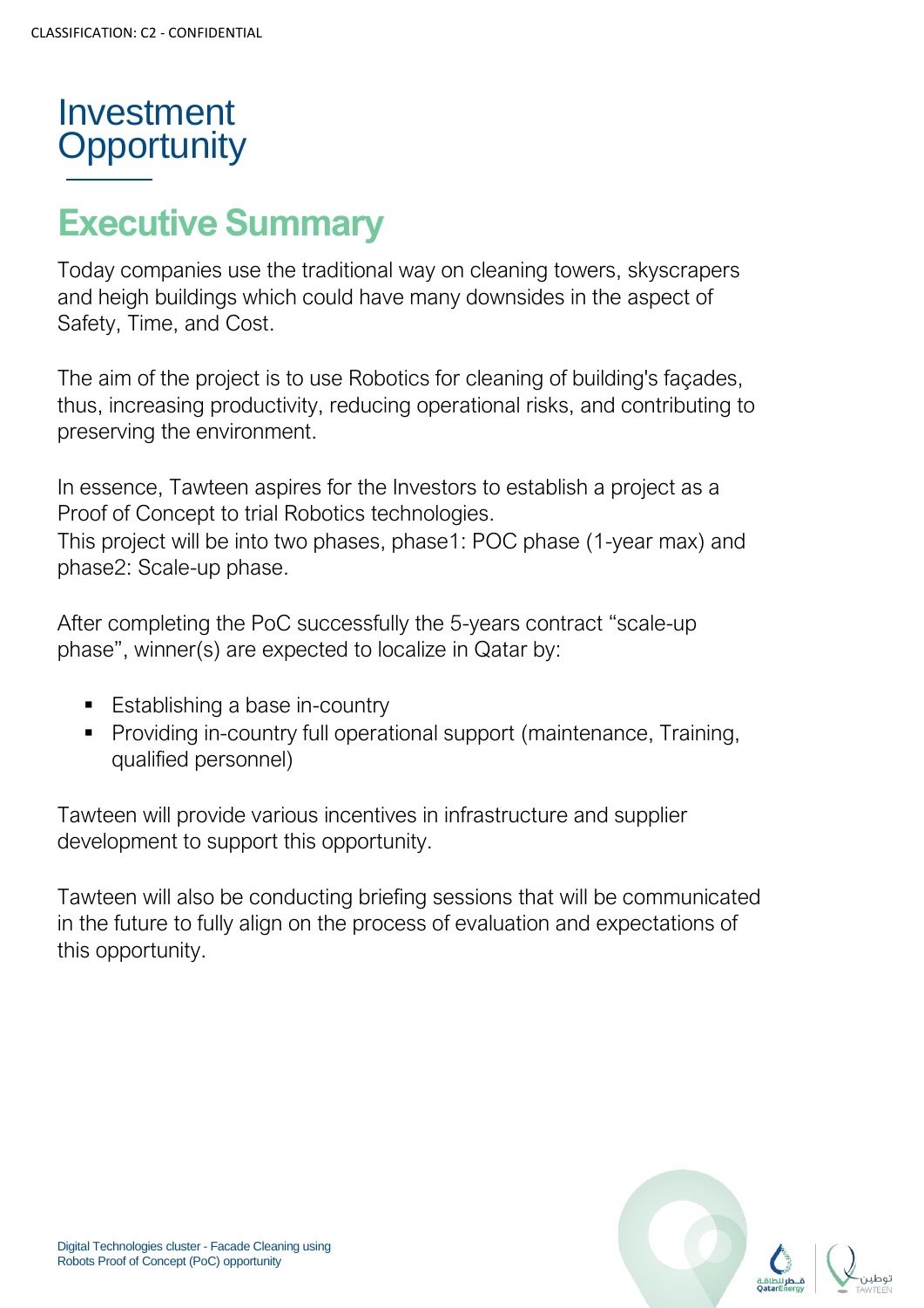# Investment Opportunity

## Executive Summary

Today companies use the traditional way on cleaning towers, skyscrapers and heigh buildings which could have many downsides in the aspect of Safety, Time, and Cost.

The aim of the project is to use Robotics for cleaning of building's façades, thus, increasing productivity, reducing operational risks, and contributing to preserving the environment.

In essence, Tawteen aspires for the Investors to establish a project as a Proof of Concept to trial Robotics technologies.
This project will be into two phases, phase1: POC phase (1-year max) and phase2: Scale-up phase.

After completing the PoC successfully the 5-years contract "scale-up phase", winner(s) are expected to localize in Qatar by:

- Establishing a base in-country
- Providing in-country full operational support (maintenance, Training, qualified personnel)

Tawteen will provide various incentives in infrastructure and supplier development to support this opportunity.

Tawteen will also be conducting briefing sessions that will be communicated in the future to fully align on the process of evaluation and expectations of this opportunity.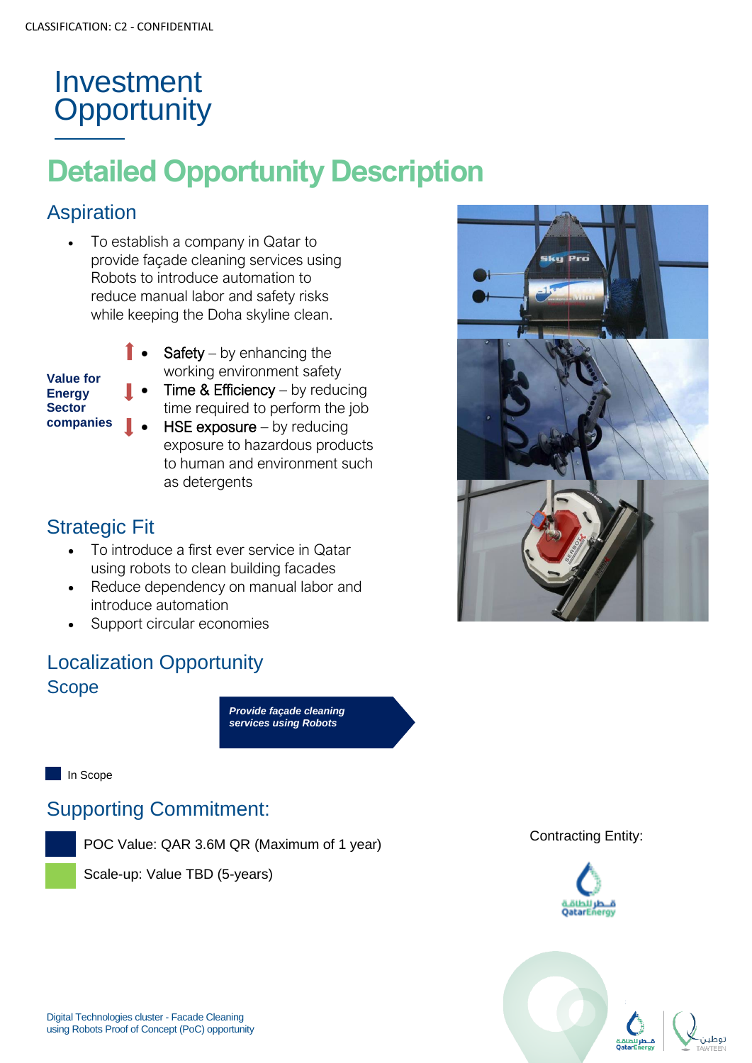CLASSIFICATION: C2 - CONFIDENTIAL

# Investment Opportunity

## Detailed Opportunity Description

### Aspiration

- To establish a company in Qatar to provide façade cleaning services using Robots to introduce automation to reduce manual labor and safety risks while keeping the Doha skyline clean.

**Value for Energy Sector companies**

- ⬆ Safety – by enhancing the working environment safety
- ⬇ Time & Efficiency – by reducing time required to perform the job
- ⬇ HSE exposure – by reducing exposure to hazardous products to human and environment such as detergents

### Strategic Fit

- To introduce a first ever service in Qatar using robots to clean building facades
- Reduce dependency on manual labor and introduce automation
- Support circular economies

### Localization Opportunity

#### Scope

***Provide façade cleaning services using Robots***

In Scope

### Supporting Commitment:

- POC Value: QAR 3.6M QR (Maximum of 1 year)
- Scale-up: Value TBD (5-years)

Contracting Entity:

قطر للطاقة QatarEnergy

Digital Technologies cluster - Facade Cleaning using Robots Proof of Concept (PoC) opportunity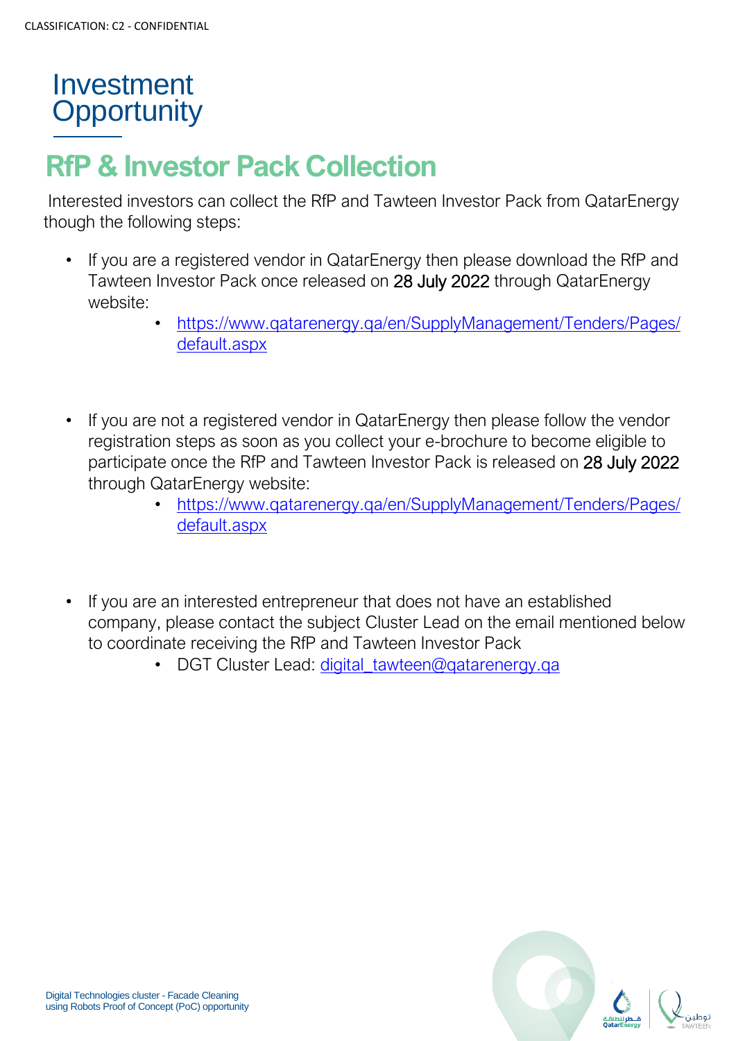# Investment Opportunity

## RfP & Investor Pack Collection

Interested investors can collect the RfP and Tawteen Investor Pack from QatarEnergy though the following steps:

- If you are a registered vendor in QatarEnergy then please download the RfP and Tawteen Investor Pack once released on 28 July 2022 through QatarEnergy website:
    - https://www.qatarenergy.qa/en/SupplyManagement/Tenders/Pages/default.aspx

- If you are not a registered vendor in QatarEnergy then please follow the vendor registration steps as soon as you collect your e-brochure to become eligible to participate once the RfP and Tawteen Investor Pack is released on 28 July 2022 through QatarEnergy website:
    - https://www.qatarenergy.qa/en/SupplyManagement/Tenders/Pages/default.aspx

- If you are an interested entrepreneur that does not have an established company, please contact the subject Cluster Lead on the email mentioned below to coordinate receiving the RfP and Tawteen Investor Pack
    - DGT Cluster Lead: digital_tawteen@qatarenergy.qa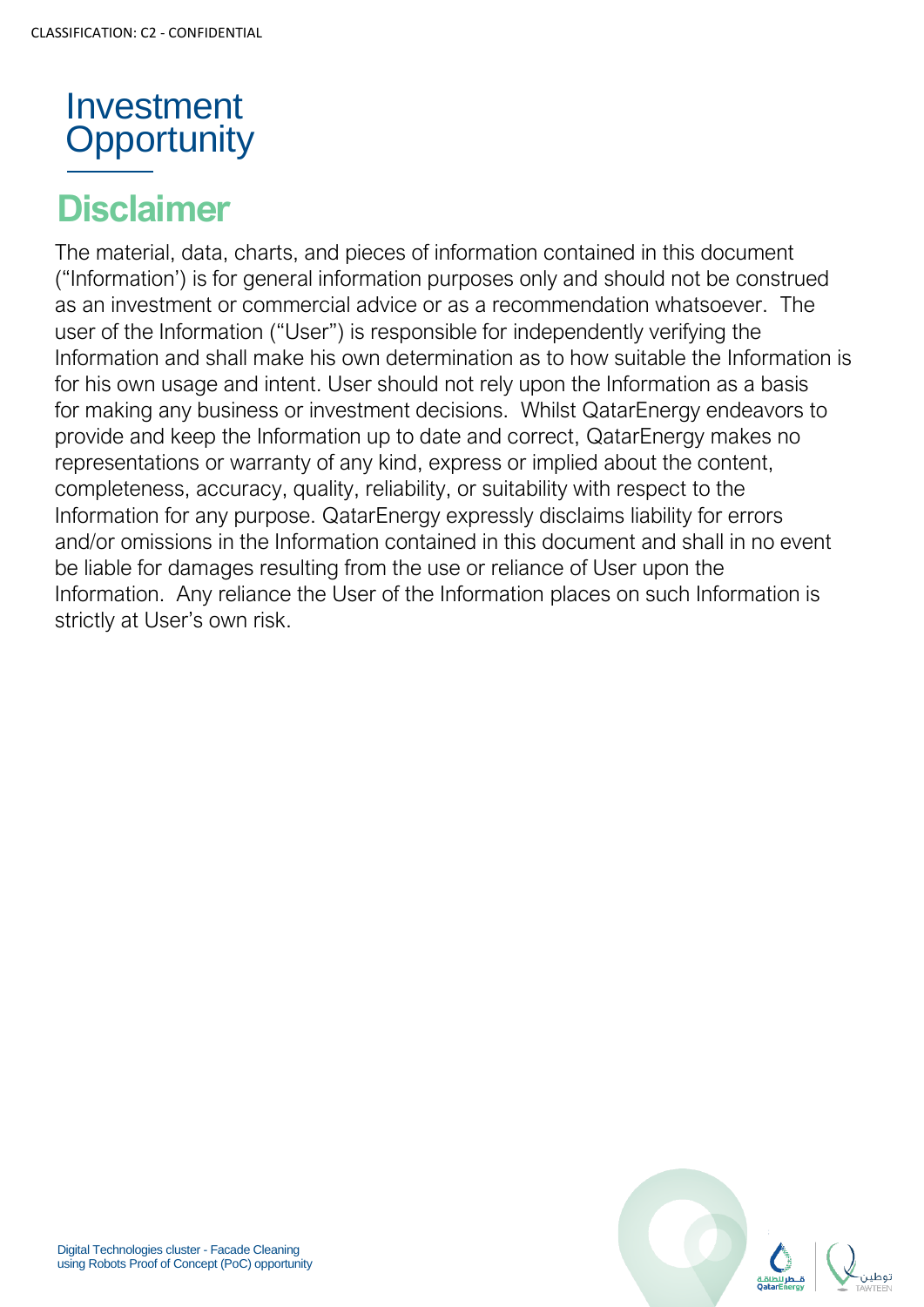# Investment Opportunity

## Disclaimer

The material, data, charts, and pieces of information contained in this document ("Information') is for general information purposes only and should not be construed as an investment or commercial advice or as a recommendation whatsoever. The user of the Information ("User") is responsible for independently verifying the Information and shall make his own determination as to how suitable the Information is for his own usage and intent. User should not rely upon the Information as a basis for making any business or investment decisions. Whilst QatarEnergy endeavors to provide and keep the Information up to date and correct, QatarEnergy makes no representations or warranty of any kind, express or implied about the content, completeness, accuracy, quality, reliability, or suitability with respect to the Information for any purpose. QatarEnergy expressly disclaims liability for errors and/or omissions in the Information contained in this document and shall in no event be liable for damages resulting from the use or reliance of User upon the Information. Any reliance the User of the Information places on such Information is strictly at User's own risk.